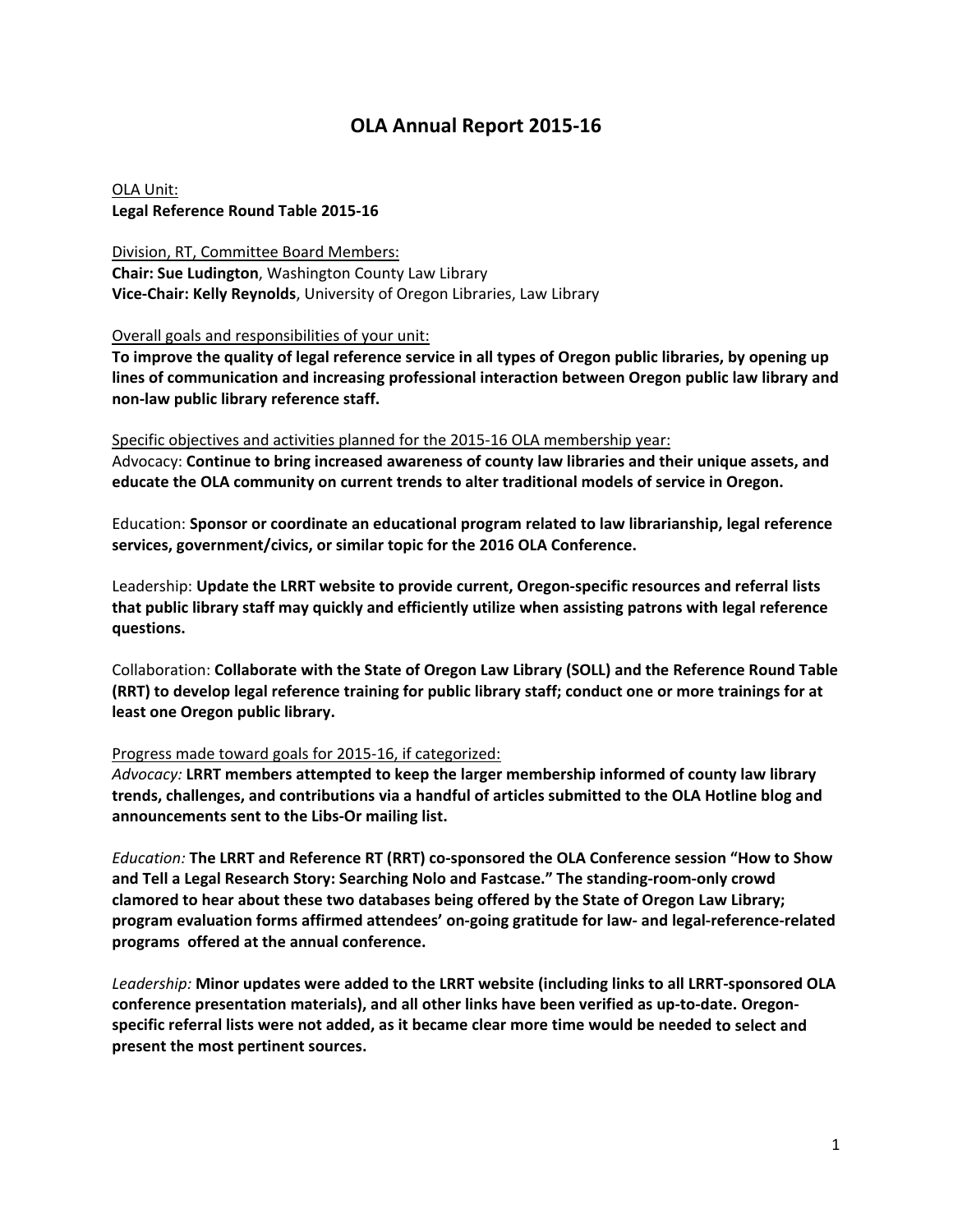# OLA Annual Report 2015-16

OLA Unit:
**Legal Reference Round Table 2015-16**

Division, RT, Committee Board Members:
**Chair: Sue Ludington**, Washington County Law Library
**Vice-Chair: Kelly Reynolds**, University of Oregon Libraries, Law Library

Overall goals and responsibilities of your unit:
**To improve the quality of legal reference service in all types of Oregon public libraries, by opening up lines of communication and increasing professional interaction between Oregon public law library and non-law public library reference staff.**

Specific objectives and activities planned for the 2015-16 OLA membership year:
Advocacy: **Continue to bring increased awareness of county law libraries and their unique assets, and educate the OLA community on current trends to alter traditional models of service in Oregon.**

Education: **Sponsor or coordinate an educational program related to law librarianship, legal reference services, government/civics, or similar topic for the 2016 OLA Conference.**

Leadership: **Update the LRRT website to provide current, Oregon-specific resources and referral lists that public library staff may quickly and efficiently utilize when assisting patrons with legal reference questions.**

Collaboration: **Collaborate with the State of Oregon Law Library (SOLL) and the Reference Round Table (RRT) to develop legal reference training for public library staff; conduct one or more trainings for at least one Oregon public library.**

Progress made toward goals for 2015-16, if categorized:
*Advocacy:* **LRRT members attempted to keep the larger membership informed of county law library trends, challenges, and contributions via a handful of articles submitted to the OLA Hotline blog and announcements sent to the Libs-Or mailing list.**

*Education:* **The LRRT and Reference RT (RRT) co-sponsored the OLA Conference session "How to Show and Tell a Legal Research Story: Searching Nolo and Fastcase." The standing-room-only crowd clamored to hear about these two databases being offered by the State of Oregon Law Library; program evaluation forms affirmed attendees' on-going gratitude for law- and legal-reference-related programs offered at the annual conference.**

*Leadership:* **Minor updates were added to the LRRT website (including links to all LRRT-sponsored OLA conference presentation materials), and all other links have been verified as up-to-date. Oregon-specific referral lists were not added, as it became clear more time would be needed to select and present the most pertinent sources.**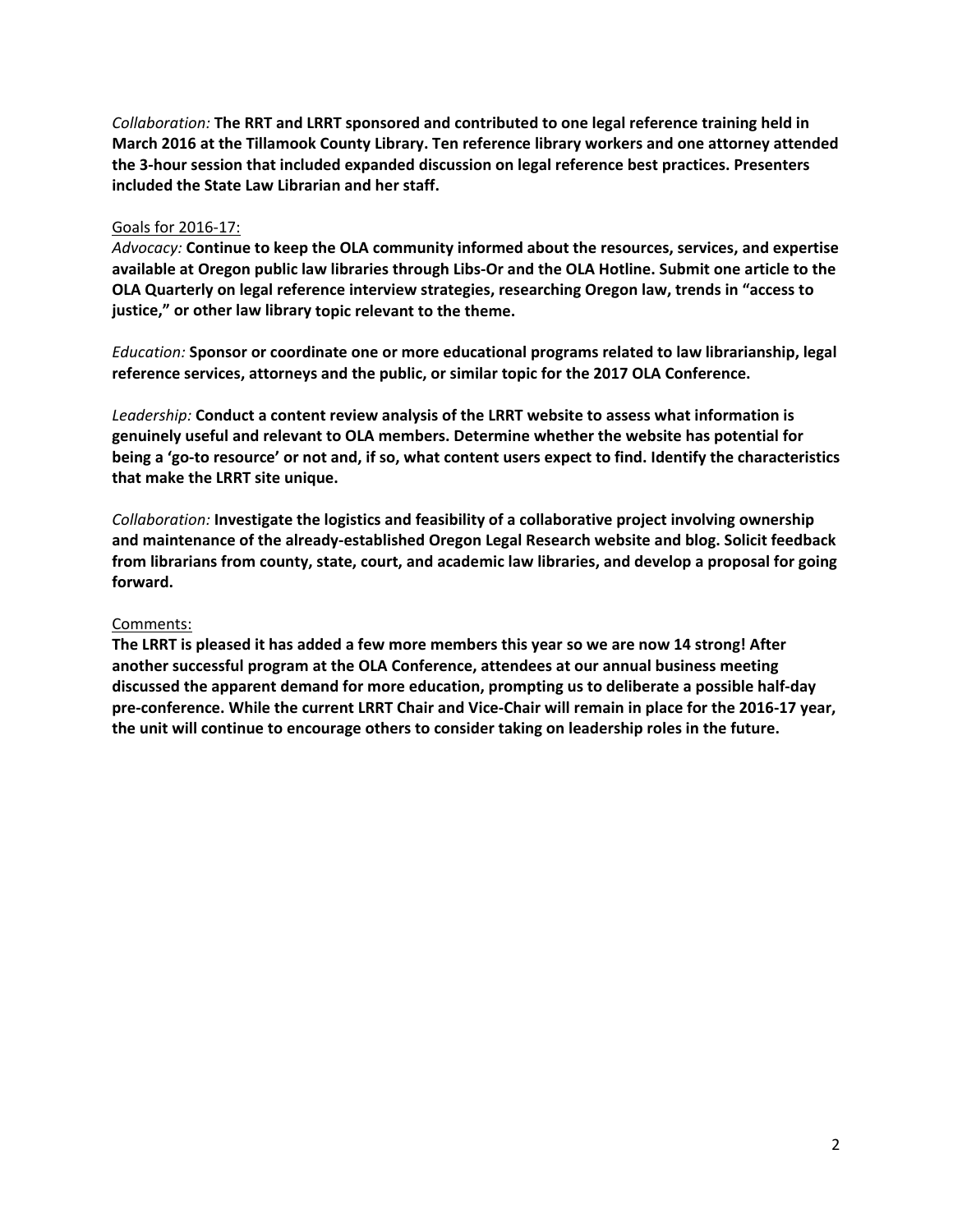*Collaboration:* **The RRT and LRRT sponsored and contributed to one legal reference training held in March 2016 at the Tillamook County Library. Ten reference library workers and one attorney attended the 3-hour session that included expanded discussion on legal reference best practices. Presenters included the State Law Librarian and her staff.**

<u>Goals for 2016-17:</u>

*Advocacy:* **Continue to keep the OLA community informed about the resources, services, and expertise available at Oregon public law libraries through Libs-Or and the OLA Hotline. Submit one article to the OLA Quarterly on legal reference interview strategies, researching Oregon law, trends in "access to justice," or other law library topic relevant to the theme.**

*Education:* **Sponsor or coordinate one or more educational programs related to law librarianship, legal reference services, attorneys and the public, or similar topic for the 2017 OLA Conference.**

*Leadership:* **Conduct a content review analysis of the LRRT website to assess what information is genuinely useful and relevant to OLA members. Determine whether the website has potential for being a 'go-to resource' or not and, if so, what content users expect to find. Identify the characteristics that make the LRRT site unique.**

*Collaboration:* **Investigate the logistics and feasibility of a collaborative project involving ownership and maintenance of the already-established Oregon Legal Research website and blog. Solicit feedback from librarians from county, state, court, and academic law libraries, and develop a proposal for going forward.**

<u>Comments:</u>

**The LRRT is pleased it has added a few more members this year so we are now 14 strong! After another successful program at the OLA Conference, attendees at our annual business meeting discussed the apparent demand for more education, prompting us to deliberate a possible half-day pre-conference. While the current LRRT Chair and Vice-Chair will remain in place for the 2016-17 year, the unit will continue to encourage others to consider taking on leadership roles in the future.**